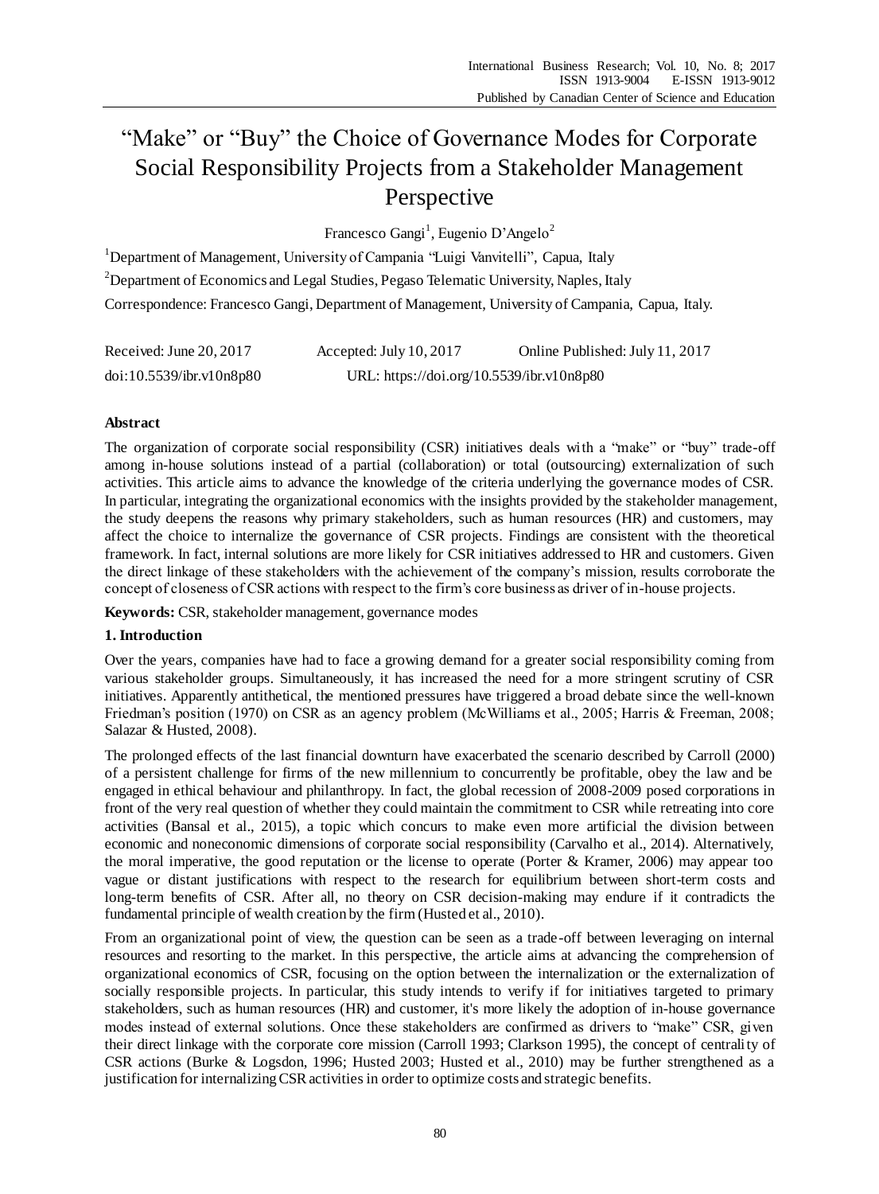# "Make" or "Buy" the Choice of Governance Modes for Corporate Social Responsibility Projects from a Stakeholder Management Perspective

Francesco Gangi[1], Eugenio D'Angelo[2]

[1]Department of Management, University of Campania "Luigi Vanvitelli", Capua, Italy

[2]Department of Economics and Legal Studies, Pegaso Telematic University, Naples, Italy

Correspondence: Francesco Gangi, Department of Management, University of Campania, Capua, Italy.

Received: June 20, 2017 Accepted: July 10, 2017 Online Published: July 11, 2017

doi:10.5539/ibr.v10n8p80 URL: https://doi.org/10.5539/ibr.v10n8p80

## Abstract

The organization of corporate social responsibility (CSR) initiatives deals with a "make" or "buy" trade-off among in-house solutions instead of a partial (collaboration) or total (outsourcing) externalization of such activities. This article aims to advance the knowledge of the criteria underlying the governance modes of CSR. In particular, integrating the organizational economics with the insights provided by the stakeholder management, the study deepens the reasons why primary stakeholders, such as human resources (HR) and customers, may affect the choice to internalize the governance of CSR projects. Findings are consistent with the theoretical framework. In fact, internal solutions are more likely for CSR initiatives addressed to HR and customers. Given the direct linkage of these stakeholders with the achievement of the company's mission, results corroborate the concept of closeness of CSR actions with respect to the firm's core business as driver of in-house projects.

**Keywords:** CSR, stakeholder management, governance modes

## 1. Introduction

Over the years, companies have had to face a growing demand for a greater social responsibility coming from various stakeholder groups. Simultaneously, it has increased the need for a more stringent scrutiny of CSR initiatives. Apparently antithetical, the mentioned pressures have triggered a broad debate since the well-known Friedman's position (1970) on CSR as an agency problem (McWilliams et al., 2005; Harris & Freeman, 2008; Salazar & Husted, 2008).

The prolonged effects of the last financial downturn have exacerbated the scenario described by Carroll (2000) of a persistent challenge for firms of the new millennium to concurrently be profitable, obey the law and be engaged in ethical behaviour and philanthropy. In fact, the global recession of 2008-2009 posed corporations in front of the very real question of whether they could maintain the commitment to CSR while retreating into core activities (Bansal et al., 2015), a topic which concurs to make even more artificial the division between economic and noneconomic dimensions of corporate social responsibility (Carvalho et al., 2014). Alternatively, the moral imperative, the good reputation or the license to operate (Porter & Kramer, 2006) may appear too vague or distant justifications with respect to the research for equilibrium between short-term costs and long-term benefits of CSR. After all, no theory on CSR decision-making may endure if it contradicts the fundamental principle of wealth creation by the firm (Husted et al., 2010).

From an organizational point of view, the question can be seen as a trade-off between leveraging on internal resources and resorting to the market. In this perspective, the article aims at advancing the comprehension of organizational economics of CSR, focusing on the option between the internalization or the externalization of socially responsible projects. In particular, this study intends to verify if for initiatives targeted to primary stakeholders, such as human resources (HR) and customer, it's more likely the adoption of in-house governance modes instead of external solutions. Once these stakeholders are confirmed as drivers to "make" CSR, given their direct linkage with the corporate core mission (Carroll 1993; Clarkson 1995), the concept of centrality of CSR actions (Burke & Logsdon, 1996; Husted 2003; Husted et al., 2010) may be further strengthened as a justification for internalizing CSR activities in order to optimize costs and strategic benefits.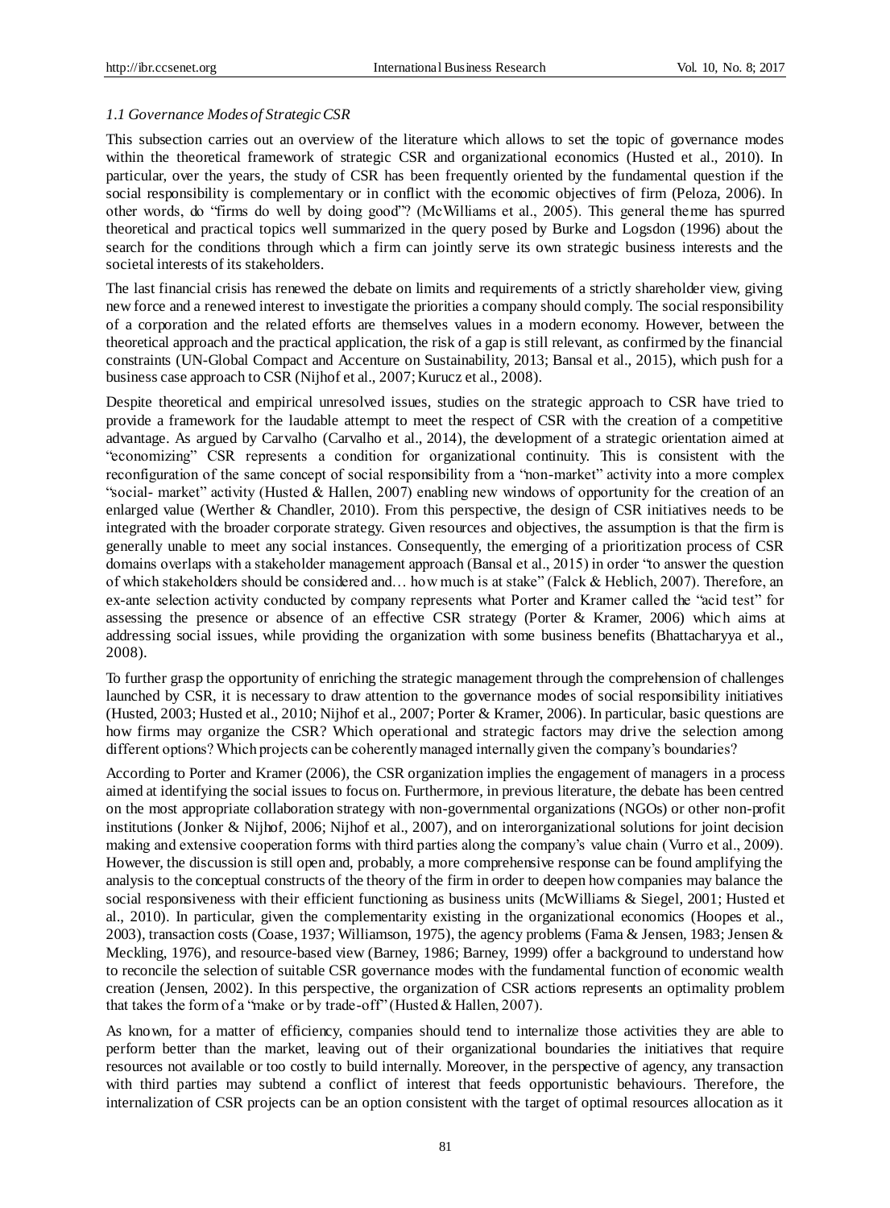### *1.1 Governance Modes of Strategic CSR*

This subsection carries out an overview of the literature which allows to set the topic of governance modes within the theoretical framework of strategic CSR and organizational economics (Husted et al., 2010). In particular, over the years, the study of CSR has been frequently oriented by the fundamental question if the social responsibility is complementary or in conflict with the economic objectives of firm (Peloza, 2006). In other words, do "firms do well by doing good"? (McWilliams et al., 2005). This general theme has spurred theoretical and practical topics well summarized in the query posed by Burke and Logsdon (1996) about the search for the conditions through which a firm can jointly serve its own strategic business interests and the societal interests of its stakeholders.

The last financial crisis has renewed the debate on limits and requirements of a strictly shareholder view, giving new force and a renewed interest to investigate the priorities a company should comply. The social responsibility of a corporation and the related efforts are themselves values in a modern economy. However, between the theoretical approach and the practical application, the risk of a gap is still relevant, as confirmed by the financial constraints (UN-Global Compact and Accenture on Sustainability, 2013; Bansal et al., 2015), which push for a business case approach to CSR (Nijhof et al., 2007; Kurucz et al., 2008).

Despite theoretical and empirical unresolved issues, studies on the strategic approach to CSR have tried to provide a framework for the laudable attempt to meet the respect of CSR with the creation of a competitive advantage. As argued by Carvalho (Carvalho et al., 2014), the development of a strategic orientation aimed at "economizing" CSR represents a condition for organizational continuity. This is consistent with the reconfiguration of the same concept of social responsibility from a "non-market" activity into a more complex "social- market" activity (Husted & Hallen, 2007) enabling new windows of opportunity for the creation of an enlarged value (Werther & Chandler, 2010). From this perspective, the design of CSR initiatives needs to be integrated with the broader corporate strategy. Given resources and objectives, the assumption is that the firm is generally unable to meet any social instances. Consequently, the emerging of a prioritization process of CSR domains overlaps with a stakeholder management approach (Bansal et al., 2015) in order "to answer the question of which stakeholders should be considered and… how much is at stake" (Falck & Heblich, 2007). Therefore, an ex-ante selection activity conducted by company represents what Porter and Kramer called the "acid test" for assessing the presence or absence of an effective CSR strategy (Porter & Kramer, 2006) which aims at addressing social issues, while providing the organization with some business benefits (Bhattacharyya et al., 2008).

To further grasp the opportunity of enriching the strategic management through the comprehension of challenges launched by CSR, it is necessary to draw attention to the governance modes of social responsibility initiatives (Husted, 2003; Husted et al., 2010; Nijhof et al., 2007; Porter & Kramer, 2006). In particular, basic questions are how firms may organize the CSR? Which operational and strategic factors may drive the selection among different options? Which projects can be coherently managed internally given the company's boundaries?

According to Porter and Kramer (2006), the CSR organization implies the engagement of managers in a process aimed at identifying the social issues to focus on. Furthermore, in previous literature, the debate has been centred on the most appropriate collaboration strategy with non-governmental organizations (NGOs) or other non-profit institutions (Jonker & Nijhof, 2006; Nijhof et al., 2007), and on interorganizational solutions for joint decision making and extensive cooperation forms with third parties along the company's value chain (Vurro et al., 2009). However, the discussion is still open and, probably, a more comprehensive response can be found amplifying the analysis to the conceptual constructs of the theory of the firm in order to deepen how companies may balance the social responsiveness with their efficient functioning as business units (McWilliams & Siegel, 2001; Husted et al., 2010). In particular, given the complementarity existing in the organizational economics (Hoopes et al., 2003), transaction costs (Coase, 1937; Williamson, 1975), the agency problems (Fama & Jensen, 1983; Jensen & Meckling, 1976), and resource-based view (Barney, 1986; Barney, 1999) offer a background to understand how to reconcile the selection of suitable CSR governance modes with the fundamental function of economic wealth creation (Jensen, 2002). In this perspective, the organization of CSR actions represents an optimality problem that takes the form of a "make or by trade-off" (Husted & Hallen, 2007).

As known, for a matter of efficiency, companies should tend to internalize those activities they are able to perform better than the market, leaving out of their organizational boundaries the initiatives that require resources not available or too costly to build internally. Moreover, in the perspective of agency, any transaction with third parties may subtend a conflict of interest that feeds opportunistic behaviours. Therefore, the internalization of CSR projects can be an option consistent with the target of optimal resources allocation as it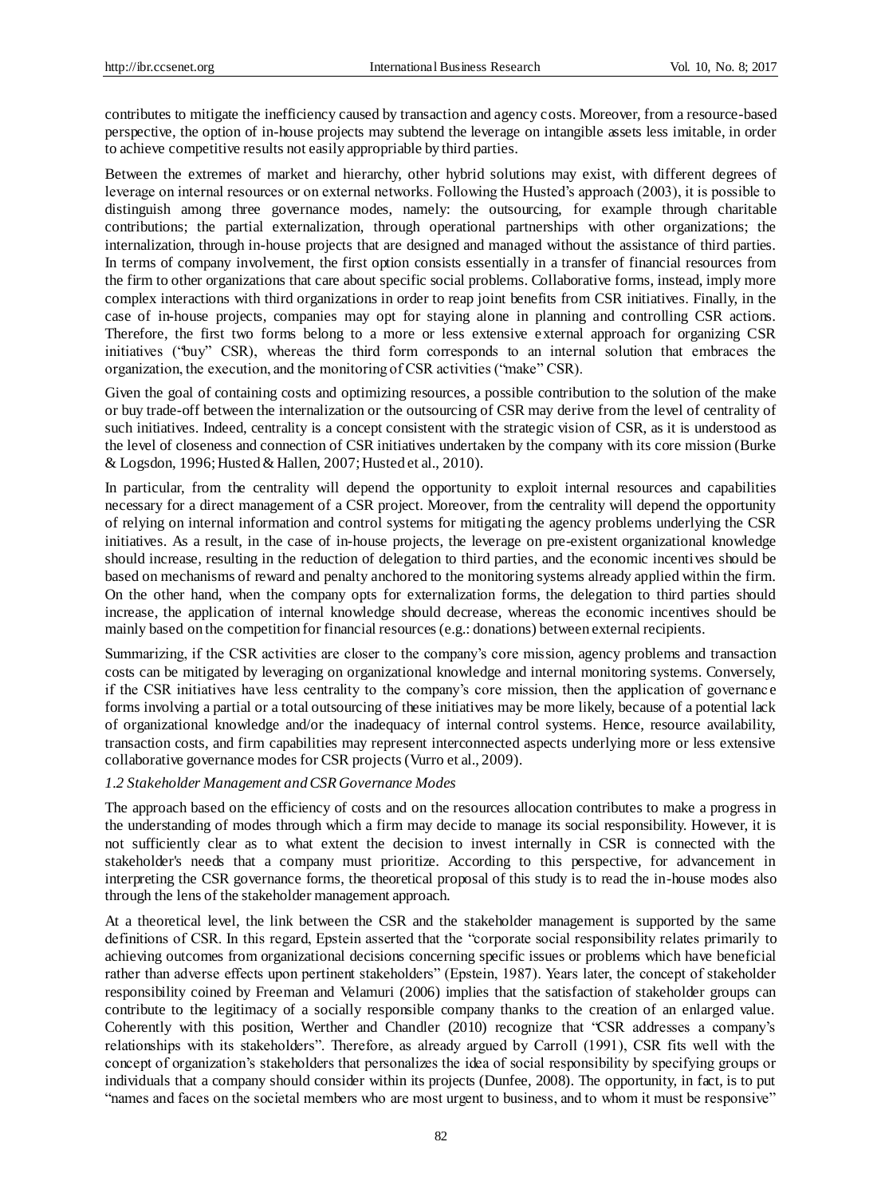contributes to mitigate the inefficiency caused by transaction and agency costs. Moreover, from a resource-based perspective, the option of in-house projects may subtend the leverage on intangible assets less imitable, in order to achieve competitive results not easily appropriable by third parties.

Between the extremes of market and hierarchy, other hybrid solutions may exist, with different degrees of leverage on internal resources or on external networks. Following the Husted's approach (2003), it is possible to distinguish among three governance modes, namely: the outsourcing, for example through charitable contributions; the partial externalization, through operational partnerships with other organizations; the internalization, through in-house projects that are designed and managed without the assistance of third parties. In terms of company involvement, the first option consists essentially in a transfer of financial resources from the firm to other organizations that care about specific social problems. Collaborative forms, instead, imply more complex interactions with third organizations in order to reap joint benefits from CSR initiatives. Finally, in the case of in-house projects, companies may opt for staying alone in planning and controlling CSR actions. Therefore, the first two forms belong to a more or less extensive external approach for organizing CSR initiatives ("buy" CSR), whereas the third form corresponds to an internal solution that embraces the organization, the execution, and the monitoring of CSR activities ("make" CSR).

Given the goal of containing costs and optimizing resources, a possible contribution to the solution of the make or buy trade-off between the internalization or the outsourcing of CSR may derive from the level of centrality of such initiatives. Indeed, centrality is a concept consistent with the strategic vision of CSR, as it is understood as the level of closeness and connection of CSR initiatives undertaken by the company with its core mission (Burke & Logsdon, 1996; Husted & Hallen, 2007; Husted et al., 2010).

In particular, from the centrality will depend the opportunity to exploit internal resources and capabilities necessary for a direct management of a CSR project. Moreover, from the centrality will depend the opportunity of relying on internal information and control systems for mitigating the agency problems underlying the CSR initiatives. As a result, in the case of in-house projects, the leverage on pre-existent organizational knowledge should increase, resulting in the reduction of delegation to third parties, and the economic incentives should be based on mechanisms of reward and penalty anchored to the monitoring systems already applied within the firm. On the other hand, when the company opts for externalization forms, the delegation to third parties should increase, the application of internal knowledge should decrease, whereas the economic incentives should be mainly based on the competition for financial resources (e.g.: donations) between external recipients.

Summarizing, if the CSR activities are closer to the company's core mission, agency problems and transaction costs can be mitigated by leveraging on organizational knowledge and internal monitoring systems. Conversely, if the CSR initiatives have less centrality to the company's core mission, then the application of governance forms involving a partial or a total outsourcing of these initiatives may be more likely, because of a potential lack of organizational knowledge and/or the inadequacy of internal control systems. Hence, resource availability, transaction costs, and firm capabilities may represent interconnected aspects underlying more or less extensive collaborative governance modes for CSR projects (Vurro et al., 2009).

### *1.2 Stakeholder Management and CSR Governance Modes*

The approach based on the efficiency of costs and on the resources allocation contributes to make a progress in the understanding of modes through which a firm may decide to manage its social responsibility. However, it is not sufficiently clear as to what extent the decision to invest internally in CSR is connected with the stakeholder's needs that a company must prioritize. According to this perspective, for advancement in interpreting the CSR governance forms, the theoretical proposal of this study is to read the in-house modes also through the lens of the stakeholder management approach.

At a theoretical level, the link between the CSR and the stakeholder management is supported by the same definitions of CSR. In this regard, Epstein asserted that the "corporate social responsibility relates primarily to achieving outcomes from organizational decisions concerning specific issues or problems which have beneficial rather than adverse effects upon pertinent stakeholders" (Epstein, 1987). Years later, the concept of stakeholder responsibility coined by Freeman and Velamuri (2006) implies that the satisfaction of stakeholder groups can contribute to the legitimacy of a socially responsible company thanks to the creation of an enlarged value. Coherently with this position, Werther and Chandler (2010) recognize that "CSR addresses a company's relationships with its stakeholders". Therefore, as already argued by Carroll (1991), CSR fits well with the concept of organization's stakeholders that personalizes the idea of social responsibility by specifying groups or individuals that a company should consider within its projects (Dunfee, 2008). The opportunity, in fact, is to put "names and faces on the societal members who are most urgent to business, and to whom it must be responsive"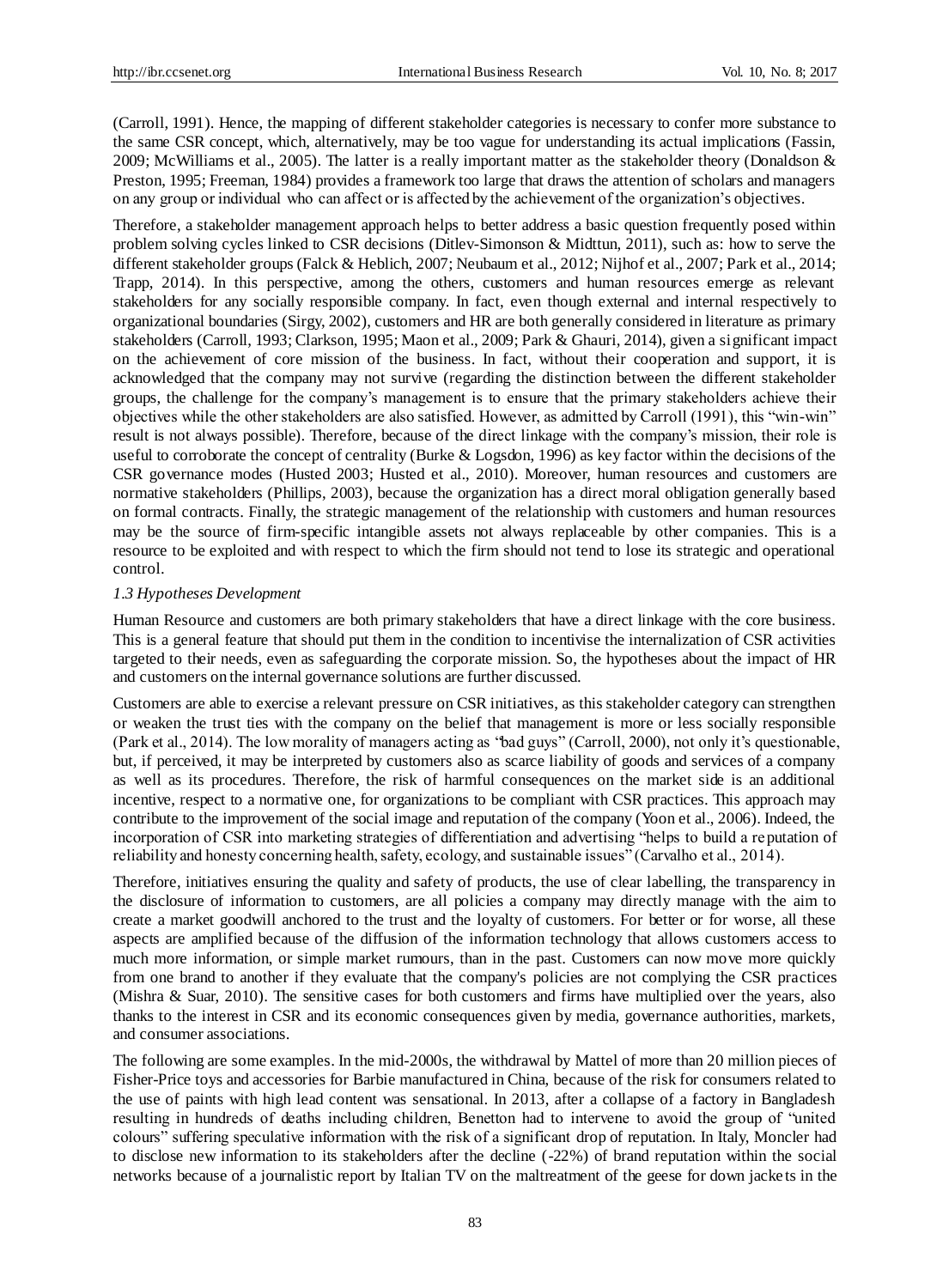(Carroll, 1991). Hence, the mapping of different stakeholder categories is necessary to confer more substance to the same CSR concept, which, alternatively, may be too vague for understanding its actual implications (Fassin, 2009; McWilliams et al., 2005). The latter is a really important matter as the stakeholder theory (Donaldson & Preston, 1995; Freeman, 1984) provides a framework too large that draws the attention of scholars and managers on any group or individual who can affect or is affected by the achievement of the organization's objectives.

Therefore, a stakeholder management approach helps to better address a basic question frequently posed within problem solving cycles linked to CSR decisions (Ditlev-Simonson & Midttun, 2011), such as: how to serve the different stakeholder groups (Falck & Heblich, 2007; Neubaum et al., 2012; Nijhof et al., 2007; Park et al., 2014; Trapp, 2014). In this perspective, among the others, customers and human resources emerge as relevant stakeholders for any socially responsible company. In fact, even though external and internal respectively to organizational boundaries (Sirgy, 2002), customers and HR are both generally considered in literature as primary stakeholders (Carroll, 1993; Clarkson, 1995; Maon et al., 2009; Park & Ghauri, 2014), given a significant impact on the achievement of core mission of the business. In fact, without their cooperation and support, it is acknowledged that the company may not survive (regarding the distinction between the different stakeholder groups, the challenge for the company's management is to ensure that the primary stakeholders achieve their objectives while the other stakeholders are also satisfied. However, as admitted by Carroll (1991), this "win-win" result is not always possible). Therefore, because of the direct linkage with the company's mission, their role is useful to corroborate the concept of centrality (Burke & Logsdon, 1996) as key factor within the decisions of the CSR governance modes (Husted 2003; Husted et al., 2010). Moreover, human resources and customers are normative stakeholders (Phillips, 2003), because the organization has a direct moral obligation generally based on formal contracts. Finally, the strategic management of the relationship with customers and human resources may be the source of firm-specific intangible assets not always replaceable by other companies. This is a resource to be exploited and with respect to which the firm should not tend to lose its strategic and operational control.

### *1.3 Hypotheses Development*

Human Resource and customers are both primary stakeholders that have a direct linkage with the core business. This is a general feature that should put them in the condition to incentivise the internalization of CSR activities targeted to their needs, even as safeguarding the corporate mission. So, the hypotheses about the impact of HR and customers on the internal governance solutions are further discussed.

Customers are able to exercise a relevant pressure on CSR initiatives, as this stakeholder category can strengthen or weaken the trust ties with the company on the belief that management is more or less socially responsible (Park et al., 2014). The low morality of managers acting as "bad guys" (Carroll, 2000), not only it's questionable, but, if perceived, it may be interpreted by customers also as scarce liability of goods and services of a company as well as its procedures. Therefore, the risk of harmful consequences on the market side is an additional incentive, respect to a normative one, for organizations to be compliant with CSR practices. This approach may contribute to the improvement of the social image and reputation of the company (Yoon et al., 2006). Indeed, the incorporation of CSR into marketing strategies of differentiation and advertising "helps to build a reputation of reliability and honesty concerning health, safety, ecology, and sustainable issues" (Carvalho et al., 2014).

Therefore, initiatives ensuring the quality and safety of products, the use of clear labelling, the transparency in the disclosure of information to customers, are all policies a company may directly manage with the aim to create a market goodwill anchored to the trust and the loyalty of customers. For better or for worse, all these aspects are amplified because of the diffusion of the information technology that allows customers access to much more information, or simple market rumours, than in the past. Customers can now move more quickly from one brand to another if they evaluate that the company's policies are not complying the CSR practices (Mishra & Suar, 2010). The sensitive cases for both customers and firms have multiplied over the years, also thanks to the interest in CSR and its economic consequences given by media, governance authorities, markets, and consumer associations.

The following are some examples. In the mid-2000s, the withdrawal by Mattel of more than 20 million pieces of Fisher-Price toys and accessories for Barbie manufactured in China, because of the risk for consumers related to the use of paints with high lead content was sensational. In 2013, after a collapse of a factory in Bangladesh resulting in hundreds of deaths including children, Benetton had to intervene to avoid the group of "united colours" suffering speculative information with the risk of a significant drop of reputation. In Italy, Moncler had to disclose new information to its stakeholders after the decline (-22%) of brand reputation within the social networks because of a journalistic report by Italian TV on the maltreatment of the geese for down jackets in the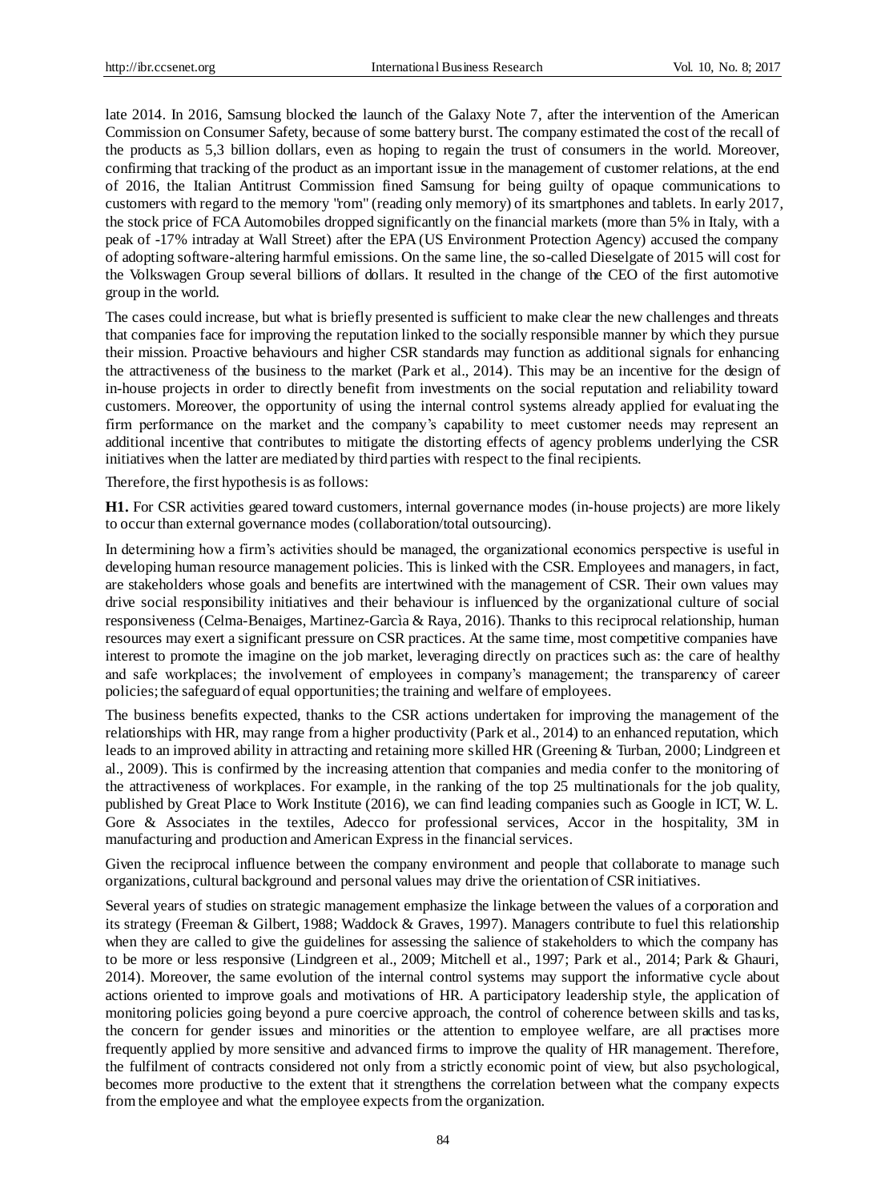late 2014. In 2016, Samsung blocked the launch of the Galaxy Note 7, after the intervention of the American Commission on Consumer Safety, because of some battery burst. The company estimated the cost of the recall of the products as 5,3 billion dollars, even as hoping to regain the trust of consumers in the world. Moreover, confirming that tracking of the product as an important issue in the management of customer relations, at the end of 2016, the Italian Antitrust Commission fined Samsung for being guilty of opaque communications to customers with regard to the memory "rom" (reading only memory) of its smartphones and tablets. In early 2017, the stock price of FCA Automobiles dropped significantly on the financial markets (more than 5% in Italy, with a peak of -17% intraday at Wall Street) after the EPA (US Environment Protection Agency) accused the company of adopting software-altering harmful emissions. On the same line, the so-called Dieselgate of 2015 will cost for the Volkswagen Group several billions of dollars. It resulted in the change of the CEO of the first automotive group in the world.

The cases could increase, but what is briefly presented is sufficient to make clear the new challenges and threats that companies face for improving the reputation linked to the socially responsible manner by which they pursue their mission. Proactive behaviours and higher CSR standards may function as additional signals for enhancing the attractiveness of the business to the market (Park et al., 2014). This may be an incentive for the design of in-house projects in order to directly benefit from investments on the social reputation and reliability toward customers. Moreover, the opportunity of using the internal control systems already applied for evaluating the firm performance on the market and the company's capability to meet customer needs may represent an additional incentive that contributes to mitigate the distorting effects of agency problems underlying the CSR initiatives when the latter are mediated by third parties with respect to the final recipients.

Therefore, the first hypothesis is as follows:

**H1.** For CSR activities geared toward customers, internal governance modes (in-house projects) are more likely to occur than external governance modes (collaboration/total outsourcing).

In determining how a firm's activities should be managed, the organizational economics perspective is useful in developing human resource management policies. This is linked with the CSR. Employees and managers, in fact, are stakeholders whose goals and benefits are intertwined with the management of CSR. Their own values may drive social responsibility initiatives and their behaviour is influenced by the organizational culture of social responsiveness (Celma-Benaiges, Martinez-Garcìa & Raya, 2016). Thanks to this reciprocal relationship, human resources may exert a significant pressure on CSR practices. At the same time, most competitive companies have interest to promote the imagine on the job market, leveraging directly on practices such as: the care of healthy and safe workplaces; the involvement of employees in company's management; the transparency of career policies; the safeguard of equal opportunities; the training and welfare of employees.

The business benefits expected, thanks to the CSR actions undertaken for improving the management of the relationships with HR, may range from a higher productivity (Park et al., 2014) to an enhanced reputation, which leads to an improved ability in attracting and retaining more skilled HR (Greening & Turban, 2000; Lindgreen et al., 2009). This is confirmed by the increasing attention that companies and media confer to the monitoring of the attractiveness of workplaces. For example, in the ranking of the top 25 multinationals for the job quality, published by Great Place to Work Institute (2016), we can find leading companies such as Google in ICT, W. L. Gore & Associates in the textiles, Adecco for professional services, Accor in the hospitality, 3M in manufacturing and production and American Express in the financial services.

Given the reciprocal influence between the company environment and people that collaborate to manage such organizations, cultural background and personal values may drive the orientation of CSR initiatives.

Several years of studies on strategic management emphasize the linkage between the values of a corporation and its strategy (Freeman & Gilbert, 1988; Waddock & Graves, 1997). Managers contribute to fuel this relationship when they are called to give the guidelines for assessing the salience of stakeholders to which the company has to be more or less responsive (Lindgreen et al., 2009; Mitchell et al., 1997; Park et al., 2014; Park & Ghauri, 2014). Moreover, the same evolution of the internal control systems may support the informative cycle about actions oriented to improve goals and motivations of HR. A participatory leadership style, the application of monitoring policies going beyond a pure coercive approach, the control of coherence between skills and tasks, the concern for gender issues and minorities or the attention to employee welfare, are all practises more frequently applied by more sensitive and advanced firms to improve the quality of HR management. Therefore, the fulfilment of contracts considered not only from a strictly economic point of view, but also psychological, becomes more productive to the extent that it strengthens the correlation between what the company expects from the employee and what the employee expects from the organization.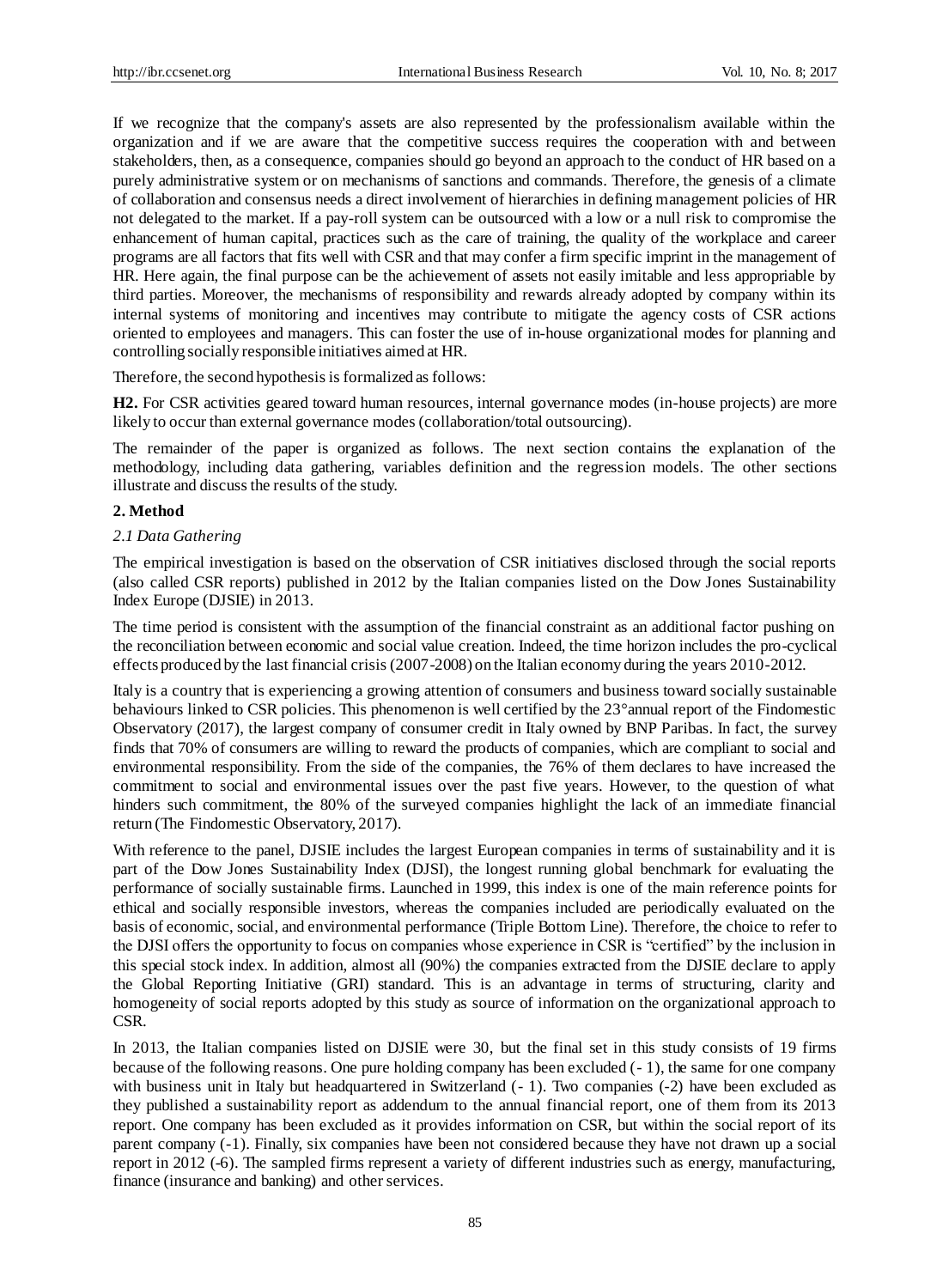If we recognize that the company's assets are also represented by the professionalism available within the organization and if we are aware that the competitive success requires the cooperation with and between stakeholders, then, as a consequence, companies should go beyond an approach to the conduct of HR based on a purely administrative system or on mechanisms of sanctions and commands. Therefore, the genesis of a climate of collaboration and consensus needs a direct involvement of hierarchies in defining management policies of HR not delegated to the market. If a pay-roll system can be outsourced with a low or a null risk to compromise the enhancement of human capital, practices such as the care of training, the quality of the workplace and career programs are all factors that fits well with CSR and that may confer a firm specific imprint in the management of HR. Here again, the final purpose can be the achievement of assets not easily imitable and less appropriable by third parties. Moreover, the mechanisms of responsibility and rewards already adopted by company within its internal systems of monitoring and incentives may contribute to mitigate the agency costs of CSR actions oriented to employees and managers. This can foster the use of in-house organizational modes for planning and controlling socially responsible initiatives aimed at HR.

Therefore, the second hypothesis is formalized as follows:

**H2.** For CSR activities geared toward human resources, internal governance modes (in-house projects) are more likely to occur than external governance modes (collaboration/total outsourcing).

The remainder of the paper is organized as follows. The next section contains the explanation of the methodology, including data gathering, variables definition and the regression models. The other sections illustrate and discuss the results of the study.

## 2. Method

### *2.1 Data Gathering*

The empirical investigation is based on the observation of CSR initiatives disclosed through the social reports (also called CSR reports) published in 2012 by the Italian companies listed on the Dow Jones Sustainability Index Europe (DJSIE) in 2013.

The time period is consistent with the assumption of the financial constraint as an additional factor pushing on the reconciliation between economic and social value creation. Indeed, the time horizon includes the pro-cyclical effects produced by the last financial crisis (2007-2008) on the Italian economy during the years 2010-2012.

Italy is a country that is experiencing a growing attention of consumers and business toward socially sustainable behaviours linked to CSR policies. This phenomenon is well certified by the 23°annual report of the Findomestic Observatory (2017), the largest company of consumer credit in Italy owned by BNP Paribas. In fact, the survey finds that 70% of consumers are willing to reward the products of companies, which are compliant to social and environmental responsibility. From the side of the companies, the 76% of them declares to have increased the commitment to social and environmental issues over the past five years. However, to the question of what hinders such commitment, the 80% of the surveyed companies highlight the lack of an immediate financial return (The Findomestic Observatory, 2017).

With reference to the panel, DJSIE includes the largest European companies in terms of sustainability and it is part of the Dow Jones Sustainability Index (DJSI), the longest running global benchmark for evaluating the performance of socially sustainable firms. Launched in 1999, this index is one of the main reference points for ethical and socially responsible investors, whereas the companies included are periodically evaluated on the basis of economic, social, and environmental performance (Triple Bottom Line). Therefore, the choice to refer to the DJSI offers the opportunity to focus on companies whose experience in CSR is "certified" by the inclusion in this special stock index. In addition, almost all (90%) the companies extracted from the DJSIE declare to apply the Global Reporting Initiative (GRI) standard. This is an advantage in terms of structuring, clarity and homogeneity of social reports adopted by this study as source of information on the organizational approach to CSR.

In 2013, the Italian companies listed on DJSIE were 30, but the final set in this study consists of 19 firms because of the following reasons. One pure holding company has been excluded (- 1), the same for one company with business unit in Italy but headquartered in Switzerland (- 1). Two companies (-2) have been excluded as they published a sustainability report as addendum to the annual financial report, one of them from its 2013 report. One company has been excluded as it provides information on CSR, but within the social report of its parent company (-1). Finally, six companies have been not considered because they have not drawn up a social report in 2012 (-6). The sampled firms represent a variety of different industries such as energy, manufacturing, finance (insurance and banking) and other services.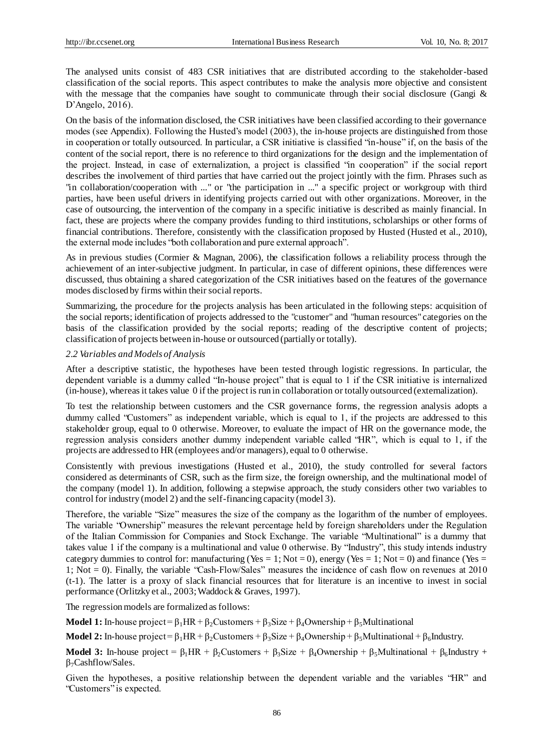The analysed units consist of 483 CSR initiatives that are distributed according to the stakeholder-based classification of the social reports. This aspect contributes to make the analysis more objective and consistent with the message that the companies have sought to communicate through their social disclosure (Gangi & D'Angelo, 2016).

On the basis of the information disclosed, the CSR initiatives have been classified according to their governance modes (see Appendix). Following the Husted's model (2003), the in-house projects are distinguished from those in cooperation or totally outsourced. In particular, a CSR initiative is classified "in-house" if, on the basis of the content of the social report, there is no reference to third organizations for the design and the implementation of the project. Instead, in case of externalization, a project is classified "in cooperation" if the social report describes the involvement of third parties that have carried out the project jointly with the firm. Phrases such as "in collaboration/cooperation with ..." or "the participation in ..." a specific project or workgroup with third parties, have been useful drivers in identifying projects carried out with other organizations. Moreover, in the case of outsourcing, the intervention of the company in a specific initiative is described as mainly financial. In fact, these are projects where the company provides funding to third institutions, scholarships or other forms of financial contributions. Therefore, consistently with the classification proposed by Husted (Husted et al., 2010), the external mode includes "both collaboration and pure external approach".

As in previous studies (Cormier & Magnan, 2006), the classification follows a reliability process through the achievement of an inter-subjective judgment. In particular, in case of different opinions, these differences were discussed, thus obtaining a shared categorization of the CSR initiatives based on the features of the governance modes disclosed by firms within their social reports.

Summarizing, the procedure for the projects analysis has been articulated in the following steps: acquisition of the social reports; identification of projects addressed to the "customer" and "human resources" categories on the basis of the classification provided by the social reports; reading of the descriptive content of projects; classification of projects between in-house or outsourced (partially or totally).

### *2.2 Variables and Models of Analysis*

After a descriptive statistic, the hypotheses have been tested through logistic regressions. In particular, the dependent variable is a dummy called "In-house project" that is equal to 1 if the CSR initiative is internalized (in-house), whereas it takes value 0 if the project is run in collaboration or totally outsourced (externalization).

To test the relationship between customers and the CSR governance forms, the regression analysis adopts a dummy called "Customers" as independent variable, which is equal to 1, if the projects are addressed to this stakeholder group, equal to 0 otherwise. Moreover, to evaluate the impact of HR on the governance mode, the regression analysis considers another dummy independent variable called "HR", which is equal to 1, if the projects are addressed to HR (employees and/or managers), equal to 0 otherwise.

Consistently with previous investigations (Husted et al., 2010), the study controlled for several factors considered as determinants of CSR, such as the firm size, the foreign ownership, and the multinational model of the company (model 1). In addition, following a stepwise approach, the study considers other two variables to control for industry (model 2) and the self-financing capacity (model 3).

Therefore, the variable "Size" measures the size of the company as the logarithm of the number of employees. The variable "Ownership" measures the relevant percentage held by foreign shareholders under the Regulation of the Italian Commission for Companies and Stock Exchange. The variable "Multinational" is a dummy that takes value 1 if the company is a multinational and value 0 otherwise. By "Industry", this study intends industry category dummies to control for: manufacturing (Yes = 1; Not = 0), energy (Yes = 1; Not = 0) and finance (Yes = 1; Not = 0). Finally, the variable "Cash-Flow/Sales" measures the incidence of cash flow on revenues at 2010 (t-1). The latter is a proxy of slack financial resources that for literature is an incentive to invest in social performance (Orlitzky et al., 2003; Waddock & Graves, 1997).

The regression models are formalized as follows:

**Model 1:** In-house project = $\beta_1$HR + $\beta_2$Customers + $\beta_3$Size + $\beta_4$Ownership + $\beta_5$Multinational

**Model 2:** In-house project = $\beta_1$HR + $\beta_2$Customers + $\beta_3$Size + $\beta_4$Ownership + $\beta_5$Multinational + $\beta_6$Industry.

**Model 3:** In-house project = $\beta_1$HR + $\beta_2$Customers + $\beta_3$Size + $\beta_4$Ownership + $\beta_5$Multinational + $\beta_6$Industry + $\beta_7$Cashflow/Sales.

Given the hypotheses, a positive relationship between the dependent variable and the variables "HR" and "Customers" is expected.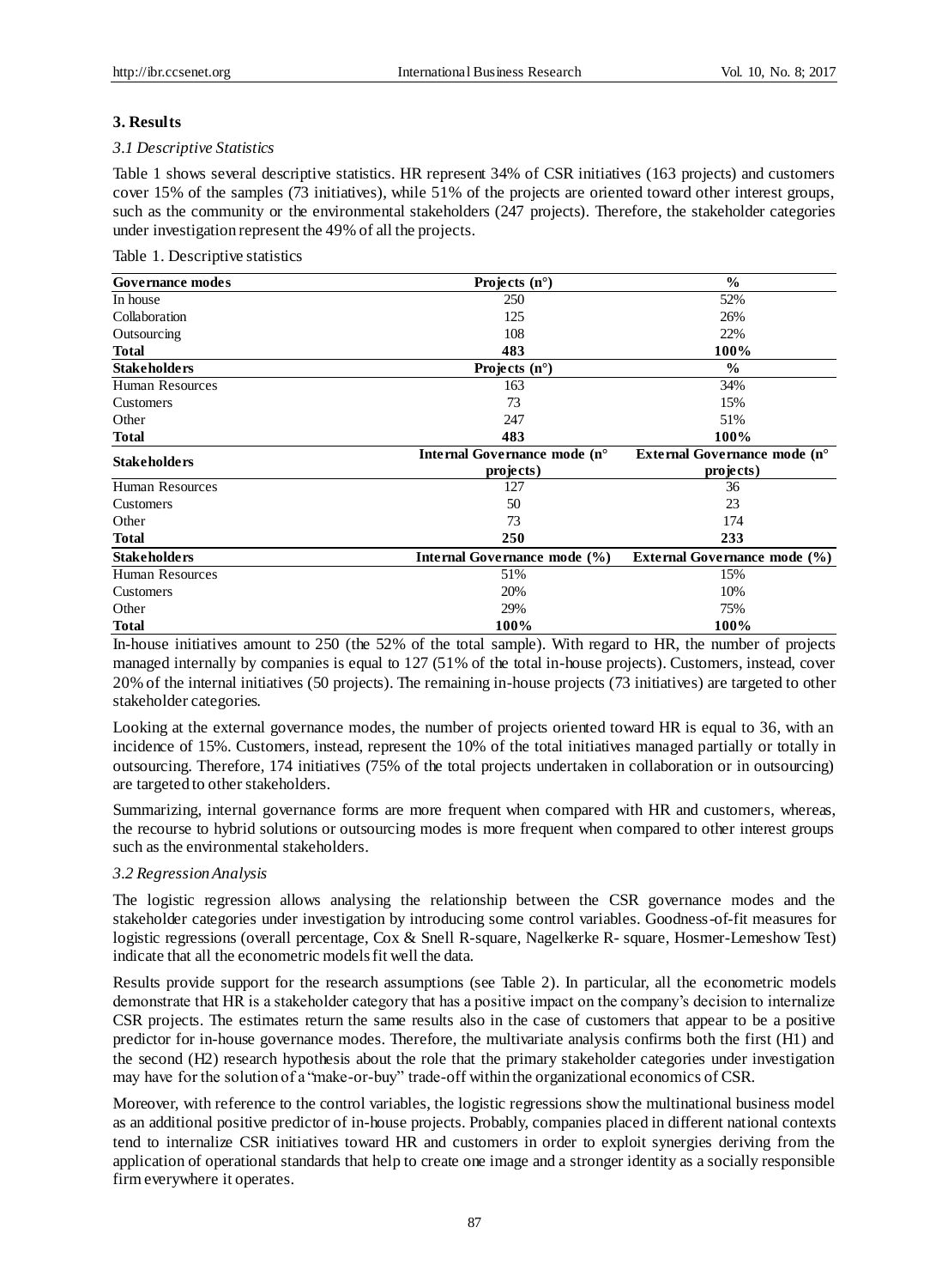## 3. Results

### 3.1 Descriptive Statistics

Table 1 shows several descriptive statistics. HR represent 34% of CSR initiatives (163 projects) and customers cover 15% of the samples (73 initiatives), while 51% of the projects are oriented toward other interest groups, such as the community or the environmental stakeholders (247 projects). Therefore, the stakeholder categories under investigation represent the 49% of all the projects.

Table 1. Descriptive statistics

| **Governance modes** | **Projects (n°)** | **%** |
|---|---|---|
| In house | 250 | 52% |
| Collaboration | 125 | 26% |
| Outsourcing | 108 | 22% |
| **Total** | **483** | **100%** |
| **Stakeholders** | **Projects (n°)** | **%** |
| Human Resources | 163 | 34% |
| Customers | 73 | 15% |
| Other | 247 | 51% |
| **Total** | **483** | **100%** |
| **Stakeholders** | **Internal Governance mode (n° projects)** | **External Governance mode (n° projects)** |
| Human Resources | 127 | 36 |
| Customers | 50 | 23 |
| Other | 73 | 174 |
| **Total** | **250** | **233** |
| **Stakeholders** | **Internal Governance mode (%)** | **External Governance mode (%)** |
| Human Resources | 51% | 15% |
| Customers | 20% | 10% |
| Other | 29% | 75% |
| **Total** | **100%** | **100%** |

In-house initiatives amount to 250 (the 52% of the total sample). With regard to HR, the number of projects managed internally by companies is equal to 127 (51% of the total in-house projects). Customers, instead, cover 20% of the internal initiatives (50 projects). The remaining in-house projects (73 initiatives) are targeted to other stakeholder categories.

Looking at the external governance modes, the number of projects oriented toward HR is equal to 36, with an incidence of 15%. Customers, instead, represent the 10% of the total initiatives managed partially or totally in outsourcing. Therefore, 174 initiatives (75% of the total projects undertaken in collaboration or in outsourcing) are targeted to other stakeholders.

Summarizing, internal governance forms are more frequent when compared with HR and customers, whereas, the recourse to hybrid solutions or outsourcing modes is more frequent when compared to other interest groups such as the environmental stakeholders.

### 3.2 Regression Analysis

The logistic regression allows analysing the relationship between the CSR governance modes and the stakeholder categories under investigation by introducing some control variables. Goodness-of-fit measures for logistic regressions (overall percentage, Cox & Snell R-square, Nagelkerke R- square, Hosmer-Lemeshow Test) indicate that all the econometric models fit well the data.

Results provide support for the research assumptions (see Table 2). In particular, all the econometric models demonstrate that HR is a stakeholder category that has a positive impact on the company's decision to internalize CSR projects. The estimates return the same results also in the case of customers that appear to be a positive predictor for in-house governance modes. Therefore, the multivariate analysis confirms both the first (H1) and the second (H2) research hypothesis about the role that the primary stakeholder categories under investigation may have for the solution of a "make-or-buy" trade-off within the organizational economics of CSR.

Moreover, with reference to the control variables, the logistic regressions show the multinational business model as an additional positive predictor of in-house projects. Probably, companies placed in different national contexts tend to internalize CSR initiatives toward HR and customers in order to exploit synergies deriving from the application of operational standards that help to create one image and a stronger identity as a socially responsible firm everywhere it operates.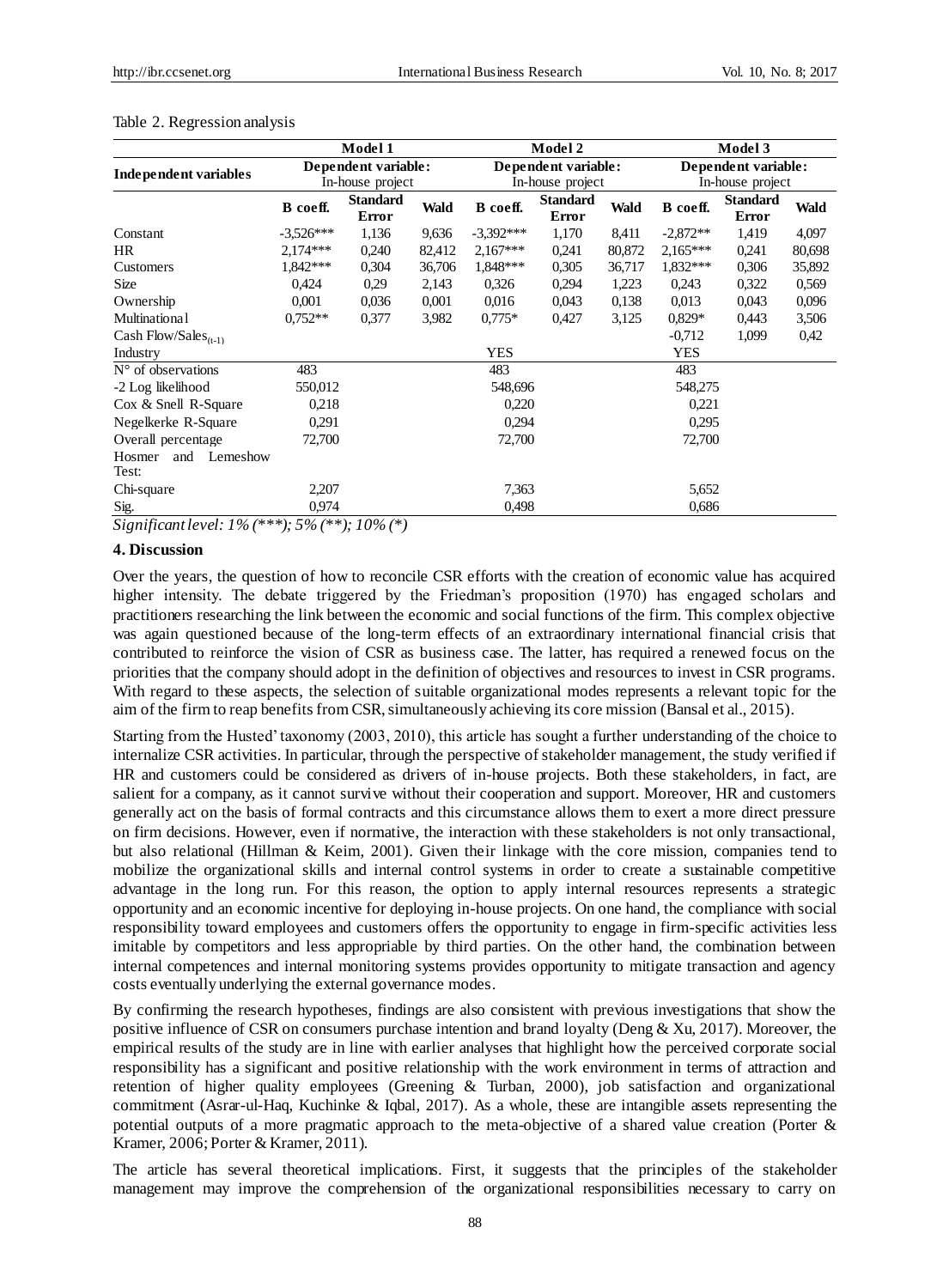Table 2. Regression analysis

| Independent variables | Model 1 | | | Model 2 | | | Model 3 | | |
|---|---|---|---|---|---|---|---|---|---|
| | Dependent variable: In-house project | | | Dependent variable: In-house project | | | Dependent variable: In-house project | | |
| | B coeff. | Standard Error | Wald | B coeff. | Standard Error | Wald | B coeff. | Standard Error | Wald |
| Constant | -3,526*** | 1,136 | 9,636 | -3,392*** | 1,170 | 8,411 | -2,872** | 1,419 | 4,097 |
| HR | 2,174*** | 0,240 | 82,412 | 2,167*** | 0,241 | 80,872 | 2,165*** | 0,241 | 80,698 |
| Customers | 1,842*** | 0,304 | 36,706 | 1,848*** | 0,305 | 36,717 | 1,832*** | 0,306 | 35,892 |
| Size | 0,424 | 0,29 | 2,143 | 0,326 | 0,294 | 1,223 | 0,243 | 0,322 | 0,569 |
| Ownership | 0,001 | 0,036 | 0,001 | 0,016 | 0,043 | 0,138 | 0,013 | 0,043 | 0,096 |
| Multinational | 0,752** | 0,377 | 3,982 | 0,775* | 0,427 | 3,125 | 0,829* | 0,443 | 3,506 |
| Cash Flow/Sales$_{(t-1)}$ | | | | | | | -0,712 | 1,099 | 0,42 |
| Industry | | | | YES | | | YES | | |
| N° of observations | 483 | | | 483 | | | 483 | | |
| -2 Log likelihood | 550,012 | | | 548,696 | | | 548,275 | | |
| Cox & Snell R-Square | 0,218 | | | 0,220 | | | 0,221 | | |
| Negelkerke R-Square | 0,291 | | | 0,294 | | | 0,295 | | |
| Overall percentage | 72,700 | | | 72,700 | | | 72,700 | | |
| Hosmer and Lemeshow Test: | | | | | | | | | |
| Chi-square | 2,207 | | | 7,363 | | | 5,652 | | |
| Sig. | 0,974 | | | 0,498 | | | 0,686 | | |

*Significant level: 1% (***); 5% (**); 10% (*)*

## 4. Discussion

Over the years, the question of how to reconcile CSR efforts with the creation of economic value has acquired higher intensity. The debate triggered by the Friedman's proposition (1970) has engaged scholars and practitioners researching the link between the economic and social functions of the firm. This complex objective was again questioned because of the long-term effects of an extraordinary international financial crisis that contributed to reinforce the vision of CSR as business case. The latter, has required a renewed focus on the priorities that the company should adopt in the definition of objectives and resources to invest in CSR programs. With regard to these aspects, the selection of suitable organizational modes represents a relevant topic for the aim of the firm to reap benefits from CSR, simultaneously achieving its core mission (Bansal et al., 2015).

Starting from the Husted' taxonomy (2003, 2010), this article has sought a further understanding of the choice to internalize CSR activities. In particular, through the perspective of stakeholder management, the study verified if HR and customers could be considered as drivers of in-house projects. Both these stakeholders, in fact, are salient for a company, as it cannot survive without their cooperation and support. Moreover, HR and customers generally act on the basis of formal contracts and this circumstance allows them to exert a more direct pressure on firm decisions. However, even if normative, the interaction with these stakeholders is not only transactional, but also relational (Hillman & Keim, 2001). Given their linkage with the core mission, companies tend to mobilize the organizational skills and internal control systems in order to create a sustainable competitive advantage in the long run. For this reason, the option to apply internal resources represents a strategic opportunity and an economic incentive for deploying in-house projects. On one hand, the compliance with social responsibility toward employees and customers offers the opportunity to engage in firm-specific activities less imitable by competitors and less appropriable by third parties. On the other hand, the combination between internal competences and internal monitoring systems provides opportunity to mitigate transaction and agency costs eventually underlying the external governance modes.

By confirming the research hypotheses, findings are also consistent with previous investigations that show the positive influence of CSR on consumers purchase intention and brand loyalty (Deng & Xu, 2017). Moreover, the empirical results of the study are in line with earlier analyses that highlight how the perceived corporate social responsibility has a significant and positive relationship with the work environment in terms of attraction and retention of higher quality employees (Greening & Turban, 2000), job satisfaction and organizational commitment (Asrar-ul-Haq, Kuchinke & Iqbal, 2017). As a whole, these are intangible assets representing the potential outputs of a more pragmatic approach to the meta-objective of a shared value creation (Porter & Kramer, 2006; Porter & Kramer, 2011).

The article has several theoretical implications. First, it suggests that the principles of the stakeholder management may improve the comprehension of the organizational responsibilities necessary to carry on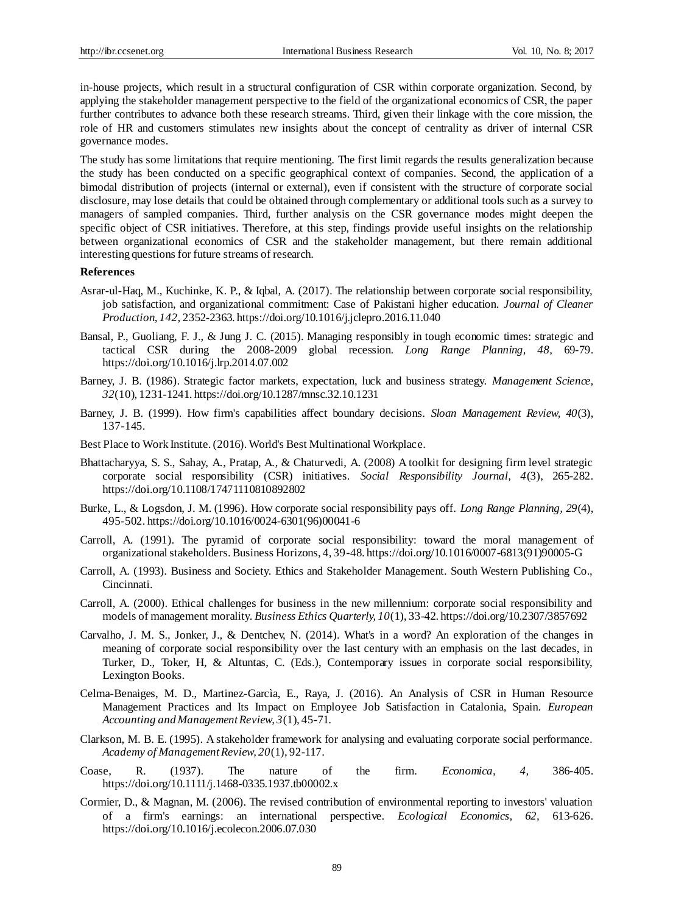in-house projects, which result in a structural configuration of CSR within corporate organization. Second, by applying the stakeholder management perspective to the field of the organizational economics of CSR, the paper further contributes to advance both these research streams. Third, given their linkage with the core mission, the role of HR and customers stimulates new insights about the concept of centrality as driver of internal CSR governance modes.

The study has some limitations that require mentioning. The first limit regards the results generalization because the study has been conducted on a specific geographical context of companies. Second, the application of a bimodal distribution of projects (internal or external), even if consistent with the structure of corporate social disclosure, may lose details that could be obtained through complementary or additional tools such as a survey to managers of sampled companies. Third, further analysis on the CSR governance modes might deepen the specific object of CSR initiatives. Therefore, at this step, findings provide useful insights on the relationship between organizational economics of CSR and the stakeholder management, but there remain additional interesting questions for future streams of research.

**References**

Asrar-ul-Haq, M., Kuchinke, K. P., & Iqbal, A. (2017). The relationship between corporate social responsibility, job satisfaction, and organizational commitment: Case of Pakistani higher education. *Journal of Cleaner Production, 142,* 2352-2363. https://doi.org/10.1016/j.jclepro.2016.11.040

Bansal, P., Guoliang, F. J., & Jung J. C. (2015). Managing responsibly in tough economic times: strategic and tactical CSR during the 2008-2009 global recession. *Long Range Planning, 48,* 69-79. https://doi.org/10.1016/j.lrp.2014.07.002

Barney, J. B. (1986). Strategic factor markets, expectation, luck and business strategy. *Management Science, 32*(10), 1231-1241. https://doi.org/10.1287/mnsc.32.10.1231

Barney, J. B. (1999). How firm's capabilities affect boundary decisions. *Sloan Management Review, 40*(3), 137-145.

Best Place to Work Institute. (2016). World's Best Multinational Workplace.

Bhattacharyya, S. S., Sahay, A., Pratap, A., & Chaturvedi, A. (2008) A toolkit for designing firm level strategic corporate social responsibility (CSR) initiatives. *Social Responsibility Journal, 4*(3), 265-282. https://doi.org/10.1108/17471110810892802

Burke, L., & Logsdon, J. M. (1996). How corporate social responsibility pays off. *Long Range Planning, 29*(4), 495-502. https://doi.org/10.1016/0024-6301(96)00041-6

Carroll, A. (1991). The pyramid of corporate social responsibility: toward the moral management of organizational stakeholders. Business Horizons, 4, 39-48. https://doi.org/10.1016/0007-6813(91)90005-G

Carroll, A. (1993). Business and Society. Ethics and Stakeholder Management. South Western Publishing Co., Cincinnati.

Carroll, A. (2000). Ethical challenges for business in the new millennium: corporate social responsibility and models of management morality. *Business Ethics Quarterly, 10*(1), 33-42. https://doi.org/10.2307/3857692

Carvalho, J. M. S., Jonker, J., & Dentchev, N. (2014). What's in a word? An exploration of the changes in meaning of corporate social responsibility over the last century with an emphasis on the last decades, in Turker, D., Toker, H, & Altuntas, C. (Eds.), Contemporary issues in corporate social responsibility, Lexington Books.

Celma-Benaiges, M. D., Martinez-Garcìa, E., Raya, J. (2016). An Analysis of CSR in Human Resource Management Practices and Its Impact on Employee Job Satisfaction in Catalonia, Spain. *European Accounting and Management Review, 3*(1), 45-71.

Clarkson, M. B. E. (1995). A stakeholder framework for analysing and evaluating corporate social performance. *Academy of Management Review, 20*(1), 92-117.

Coase, R. (1937). The nature of the firm. *Economica, 4,* 386-405. https://doi.org/10.1111/j.1468-0335.1937.tb00002.x

Cormier, D., & Magnan, M. (2006). The revised contribution of environmental reporting to investors' valuation of a firm's earnings: an international perspective. *Ecological Economics, 62,* 613-626. https://doi.org/10.1016/j.ecolecon.2006.07.030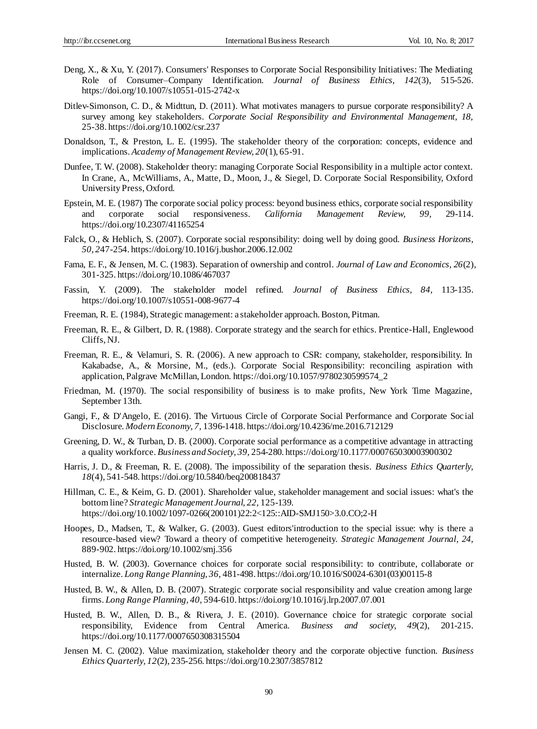Deng, X., & Xu, Y. (2017). Consumers' Responses to Corporate Social Responsibility Initiatives: The Mediating Role of Consumer–Company Identification. *Journal of Business Ethics, 142*(3), 515-526. https://doi.org/10.1007/s10551-015-2742-x

Ditlev-Simonson, C. D., & Midttun, D. (2011). What motivates managers to pursue corporate responsibility? A survey among key stakeholders. *Corporate Social Responsibility and Environmental Management, 18,* 25-38. https://doi.org/10.1002/csr.237

Donaldson, T., & Preston, L. E. (1995). The stakeholder theory of the corporation: concepts, evidence and implications. *Academy of Management Review, 20*(1), 65-91.

Dunfee, T. W. (2008). Stakeholder theory: managing Corporate Social Responsibility in a multiple actor context. In Crane, A., McWilliams, A., Matte, D., Moon, J., & Siegel, D. Corporate Social Responsibility, Oxford University Press, Oxford.

Epstein, M. E. (1987) The corporate social policy process: beyond business ethics, corporate social responsibility and corporate social responsiveness. *California Management Review, 99,* 29-114. https://doi.org/10.2307/41165254

Falck, O., & Heblich, S. (2007). Corporate social responsibility: doing well by doing good. *Business Horizons, 50,* 247-254. https://doi.org/10.1016/j.bushor.2006.12.002

Fama, E. F., & Jensen, M. C. (1983). Separation of ownership and control. *Journal of Law and Economics, 26*(2), 301-325. https://doi.org/10.1086/467037

Fassin, Y. (2009). The stakeholder model refined. *Journal of Business Ethics, 84,* 113-135. https://doi.org/10.1007/s10551-008-9677-4

Freeman, R. E. (1984), Strategic management: a stakeholder approach. Boston, Pitman.

Freeman, R. E., & Gilbert, D. R. (1988). Corporate strategy and the search for ethics. Prentice-Hall, Englewood Cliffs, NJ.

Freeman, R. E., & Velamuri, S. R. (2006). A new approach to CSR: company, stakeholder, responsibility. In Kakabadse, A., & Morsine, M., (eds.). Corporate Social Responsibility: reconciling aspiration with application, Palgrave McMillan, London. https://doi.org/10.1057/9780230599574_2

Friedman, M. (1970). The social responsibility of business is to make profits, New York Time Magazine, September 13th.

Gangi, F., & D'Angelo, E. (2016). The Virtuous Circle of Corporate Social Performance and Corporate Social Disclosure. *Modern Economy, 7,* 1396-1418. https://doi.org/10.4236/me.2016.712129

Greening, D. W., & Turban, D. B. (2000). Corporate social performance as a competitive advantage in attracting a quality workforce. *Business and Society, 39,* 254-280. https://doi.org/10.1177/000765030003900302

Harris, J. D., & Freeman, R. E. (2008). The impossibility of the separation thesis. *Business Ethics Quarterly, 18*(4), 541-548. https://doi.org/10.5840/beq200818437

Hillman, C. E., & Keim, G. D. (2001). Shareholder value, stakeholder management and social issues: what's the bottom line? *Strategic Management Journal, 22,* 125-139. https://doi.org/10.1002/1097-0266(200101)22:2<125::AID-SMJ150>3.0.CO;2-H

Hoopes, D., Madsen, T., & Walker, G. (2003). Guest editors'introduction to the special issue: why is there a resource-based view? Toward a theory of competitive heterogeneity. *Strategic Management Journal, 24,* 889-902. https://doi.org/10.1002/smj.356

Husted, B. W. (2003). Governance choices for corporate social responsibility: to contribute, collaborate or internalize. *Long Range Planning, 36,* 481-498. https://doi.org/10.1016/S0024-6301(03)00115-8

Husted, B. W., & Allen, D. B. (2007). Strategic corporate social responsibility and value creation among large firms. *Long Range Planning, 40,* 594-610. https://doi.org/10.1016/j.lrp.2007.07.001

Husted, B. W., Allen, D. B., & Rivera, J. E. (2010). Governance choice for strategic corporate social responsibility, Evidence from Central America. *Business and society, 49*(2), 201-215. https://doi.org/10.1177/0007650308315504

Jensen M. C. (2002). Value maximization, stakeholder theory and the corporate objective function. *Business Ethics Quarterly, 12*(2), 235-256. https://doi.org/10.2307/3857812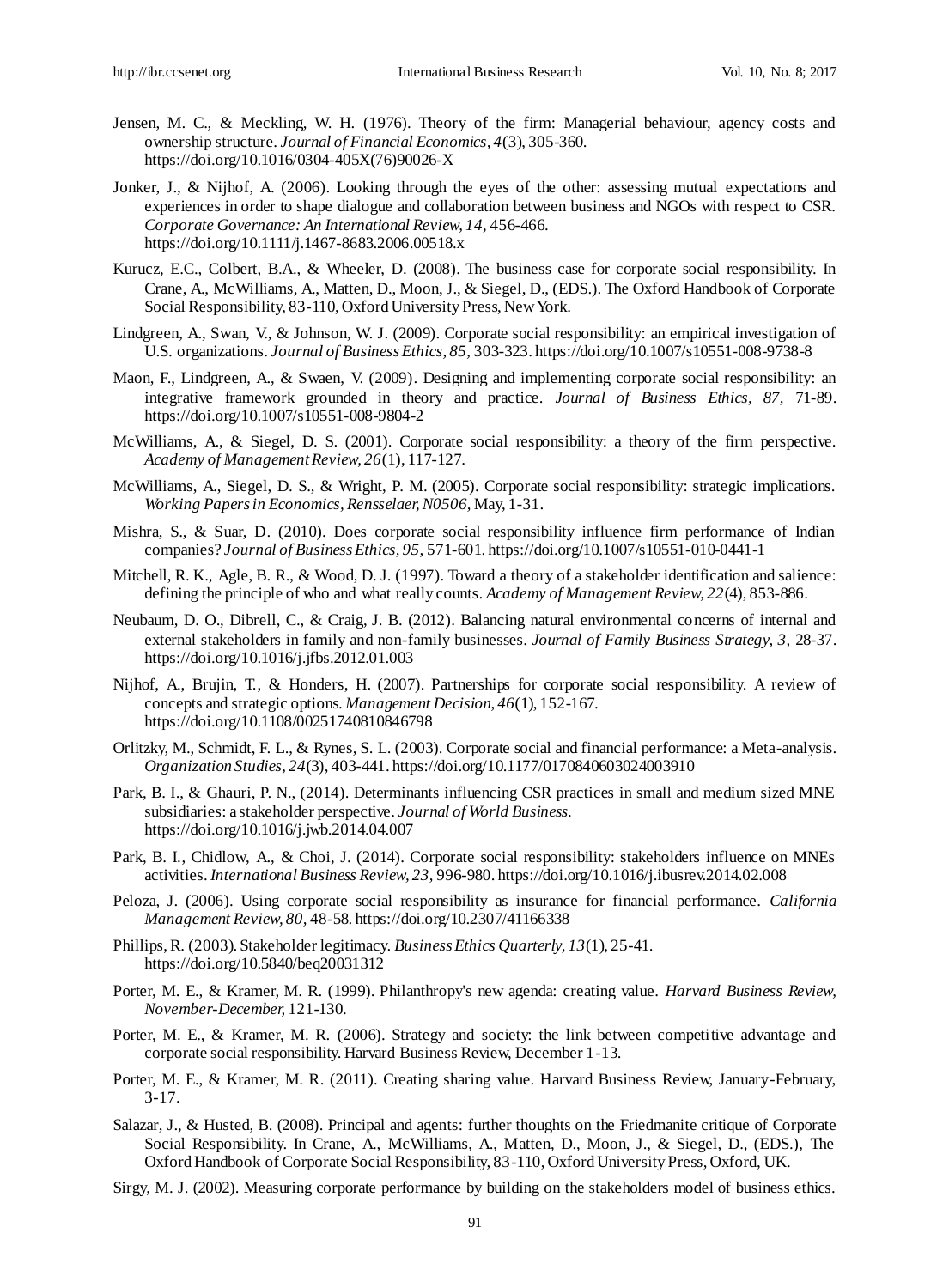Jensen, M. C., & Meckling, W. H. (1976). Theory of the firm: Managerial behaviour, agency costs and ownership structure. *Journal of Financial Economics, 4*(3), 305-360. https://doi.org/10.1016/0304-405X(76)90026-X

Jonker, J., & Nijhof, A. (2006). Looking through the eyes of the other: assessing mutual expectations and experiences in order to shape dialogue and collaboration between business and NGOs with respect to CSR. *Corporate Governance: An International Review, 14*, 456-466. https://doi.org/10.1111/j.1467-8683.2006.00518.x

Kurucz, E.C., Colbert, B.A., & Wheeler, D. (2008). The business case for corporate social responsibility. In Crane, A., McWilliams, A., Matten, D., Moon, J., & Siegel, D., (EDS.). The Oxford Handbook of Corporate Social Responsibility, 83-110, Oxford University Press, New York.

Lindgreen, A., Swan, V., & Johnson, W. J. (2009). Corporate social responsibility: an empirical investigation of U.S. organizations. *Journal of Business Ethics, 85*, 303-323. https://doi.org/10.1007/s10551-008-9738-8

Maon, F., Lindgreen, A., & Swaen, V. (2009). Designing and implementing corporate social responsibility: an integrative framework grounded in theory and practice. *Journal of Business Ethics, 87*, 71-89. https://doi.org/10.1007/s10551-008-9804-2

McWilliams, A., & Siegel, D. S. (2001). Corporate social responsibility: a theory of the firm perspective. *Academy of Management Review, 26*(1), 117-127.

McWilliams, A., Siegel, D. S., & Wright, P. M. (2005). Corporate social responsibility: strategic implications. *Working Papers in Economics, Rensselaer, N0506*, May, 1-31.

Mishra, S., & Suar, D. (2010). Does corporate social responsibility influence firm performance of Indian companies? *Journal of Business Ethics, 95*, 571-601. https://doi.org/10.1007/s10551-010-0441-1

Mitchell, R. K., Agle, B. R., & Wood, D. J. (1997). Toward a theory of a stakeholder identification and salience: defining the principle of who and what really counts. *Academy of Management Review, 22*(4), 853-886.

Neubaum, D. O., Dibrell, C., & Craig, J. B. (2012). Balancing natural environmental concerns of internal and external stakeholders in family and non-family businesses. *Journal of Family Business Strategy, 3*, 28-37. https://doi.org/10.1016/j.jfbs.2012.01.003

Nijhof, A., Brujin, T., & Honders, H. (2007). Partnerships for corporate social responsibility. A review of concepts and strategic options. *Management Decision, 46*(1), 152-167. https://doi.org/10.1108/00251740810846798

Orlitzky, M., Schmidt, F. L., & Rynes, S. L. (2003). Corporate social and financial performance: a Meta-analysis. *Organization Studies, 24*(3), 403-441. https://doi.org/10.1177/0170840603024003910

Park, B. I., & Ghauri, P. N., (2014). Determinants influencing CSR practices in small and medium sized MNE subsidiaries: a stakeholder perspective. *Journal of World Business*. https://doi.org/10.1016/j.jwb.2014.04.007

Park, B. I., Chidlow, A., & Choi, J. (2014). Corporate social responsibility: stakeholders influence on MNEs activities. *International Business Review, 23*, 996-980. https://doi.org/10.1016/j.ibusrev.2014.02.008

Peloza, J. (2006). Using corporate social responsibility as insurance for financial performance. *California Management Review, 80*, 48-58. https://doi.org/10.2307/41166338

Phillips, R. (2003). Stakeholder legitimacy. *Business Ethics Quarterly, 13*(1), 25-41. https://doi.org/10.5840/beq20031312

Porter, M. E., & Kramer, M. R. (1999). Philanthropy's new agenda: creating value. *Harvard Business Review, November-December*, 121-130.

Porter, M. E., & Kramer, M. R. (2006). Strategy and society: the link between competitive advantage and corporate social responsibility. Harvard Business Review, December 1-13.

Porter, M. E., & Kramer, M. R. (2011). Creating sharing value. Harvard Business Review, January-February, 3-17.

Salazar, J., & Husted, B. (2008). Principal and agents: further thoughts on the Friedmanite critique of Corporate Social Responsibility. In Crane, A., McWilliams, A., Matten, D., Moon, J., & Siegel, D., (EDS.), The Oxford Handbook of Corporate Social Responsibility, 83-110, Oxford University Press, Oxford, UK.

Sirgy, M. J. (2002). Measuring corporate performance by building on the stakeholders model of business ethics.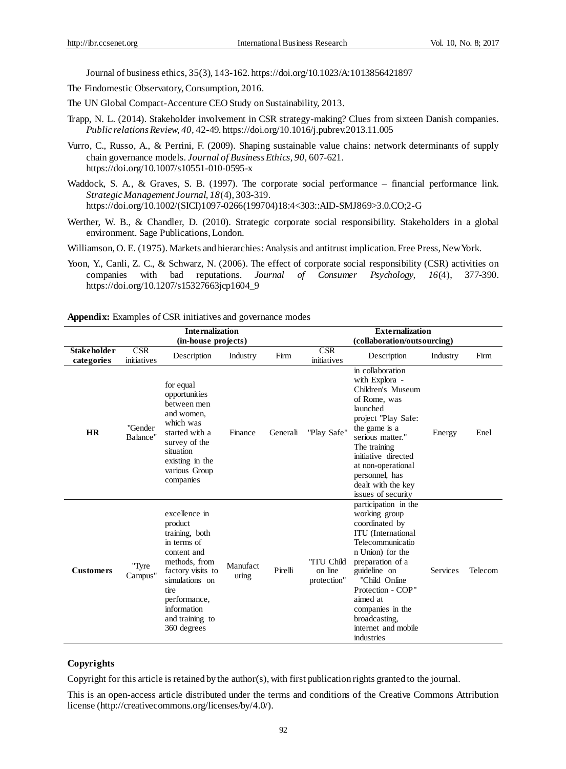Journal of business ethics, 35(3), 143-162. https://doi.org/10.1023/A:1013856421897

The Findomestic Observatory, Consumption, 2016.

The UN Global Compact-Accenture CEO Study on Sustainability, 2013.

Trapp, N. L. (2014). Stakeholder involvement in CSR strategy-making? Clues from sixteen Danish companies. *Public relations Review, 40,* 42-49. https://doi.org/10.1016/j.pubrev.2013.11.005

Vurro, C., Russo, A., & Perrini, F. (2009). Shaping sustainable value chains: network determinants of supply chain governance models. *Journal of Business Ethics, 90,* 607-621. https://doi.org/10.1007/s10551-010-0595-x

Waddock, S. A., & Graves, S. B. (1997). The corporate social performance – financial performance link. *Strategic Management Journal, 18*(4), 303-319. https://doi.org/10.1002/(SICI)1097-0266(199704)18:4<303::AID-SMJ869>3.0.CO;2-G

Werther, W. B., & Chandler, D. (2010). Strategic corporate social responsibility. Stakeholders in a global environment. Sage Publications, London.

Williamson, O. E. (1975). Markets and hierarchies: Analysis and antitrust implication. Free Press, New York.

Yoon, Y., Canli, Z. C., & Schwarz, N. (2006). The effect of corporate social responsibility (CSR) activities on companies with bad reputations. *Journal of Consumer Psychology, 16*(4), 377-390. https://doi.org/10.1207/s15327663jcp1604_9

**Appendix:** Examples of CSR initiatives and governance modes

| | Internalization (in-house projects) | | | | Externalization (collaboration/outsourcing) | | | |
|---|---|---|---|---|---|---|---|---|
| **Stakeholder categories** | CSR initiatives | Description | Industry | Firm | CSR initiatives | Description | Industry | Firm |
| **HR** | "Gender Balance" | for equal opportunities between men and women, which was started with a survey of the situation existing in the various Group companies | Finance | Generali | "Play Safe" | in collaboration with Explora - Children's Museum of Rome, was launched project "Play Safe: the game is a serious matter." The training initiative directed at non-operational personnel, has dealt with the key issues of security | Energy | Enel |
| **Customers** | "Tyre Campus" | excellence in product training, both in terms of content and methods, from factory visits to simulations on tire performance, information and training to 360 degrees | Manufacturing | Pirelli | "ITU Child on line protection" | participation in the working group coordinated by ITU (International Telecommunication Union) for the preparation of a guideline on "Child Online Protection - COP" aimed at companies in the broadcasting, internet and mobile industries | Services | Telecom |

## Copyrights

Copyright for this article is retained by the author(s), with first publication rights granted to the journal.

This is an open-access article distributed under the terms and conditions of the Creative Commons Attribution license (http://creativecommons.org/licenses/by/4.0/).